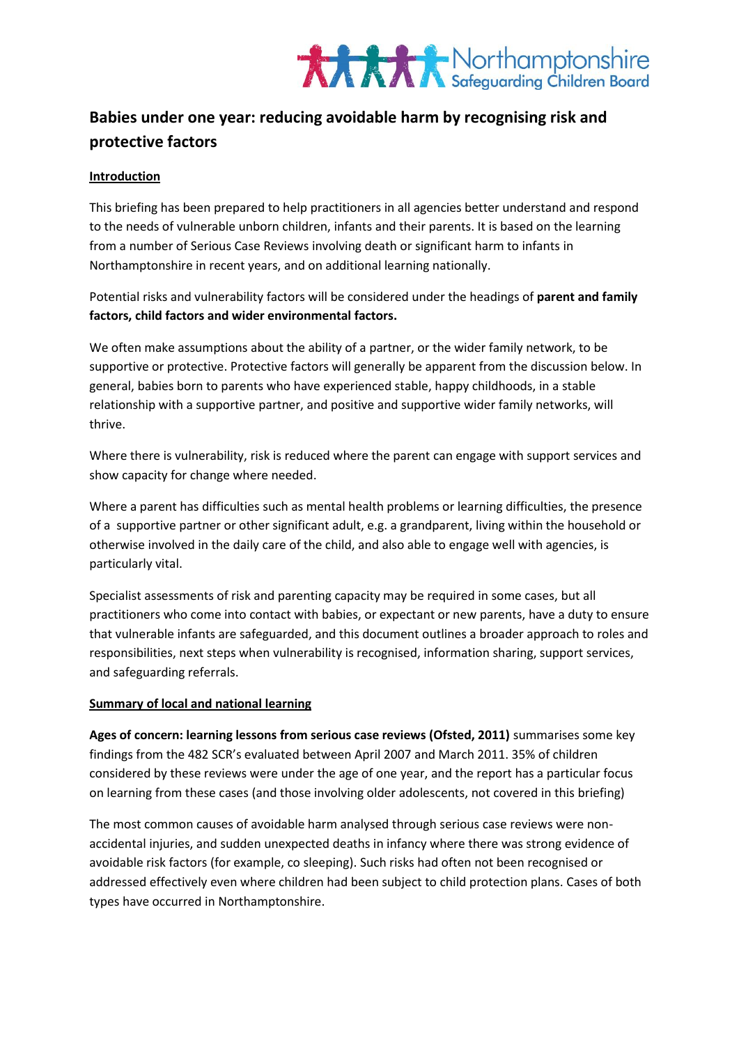# Babies under one year: reducing avoidable harm by recognising risk and protective factors

## Introduction

This briefing has been prepared to help practitioners in all agencies better understand and respond to the needs of vulnerable unborn children, infants and their parents. It is based on the learning from a number of Serious Case Reviews involving death or significant harm to infants in Northamptonshire in recent years, and on additional learning nationally.

Potential risks and vulnerability factors will be considered under the headings of **parent and family factors, child factors and wider environmental factors.**

We often make assumptions about the ability of a partner, or the wider family network, to be supportive or protective. Protective factors will generally be apparent from the discussion below. In general, babies born to parents who have experienced stable, happy childhoods, in a stable relationship with a supportive partner, and positive and supportive wider family networks, will thrive.

Where there is vulnerability, risk is reduced where the parent can engage with support services and show capacity for change where needed.

Where a parent has difficulties such as mental health problems or learning difficulties, the presence of a supportive partner or other significant adult, e.g. a grandparent, living within the household or otherwise involved in the daily care of the child, and also able to engage well with agencies, is particularly vital.

Specialist assessments of risk and parenting capacity may be required in some cases, but all practitioners who come into contact with babies, or expectant or new parents, have a duty to ensure that vulnerable infants are safeguarded, and this document outlines a broader approach to roles and responsibilities, next steps when vulnerability is recognised, information sharing, support services, and safeguarding referrals.

## Summary of local and national learning

**Ages of concern: learning lessons from serious case reviews (Ofsted, 2011)** summarises some key findings from the 482 SCR's evaluated between April 2007 and March 2011. 35% of children considered by these reviews were under the age of one year, and the report has a particular focus on learning from these cases (and those involving older adolescents, not covered in this briefing)

The most common causes of avoidable harm analysed through serious case reviews were non-accidental injuries, and sudden unexpected deaths in infancy where there was strong evidence of avoidable risk factors (for example, co sleeping). Such risks had often not been recognised or addressed effectively even where children had been subject to child protection plans. Cases of both types have occurred in Northamptonshire.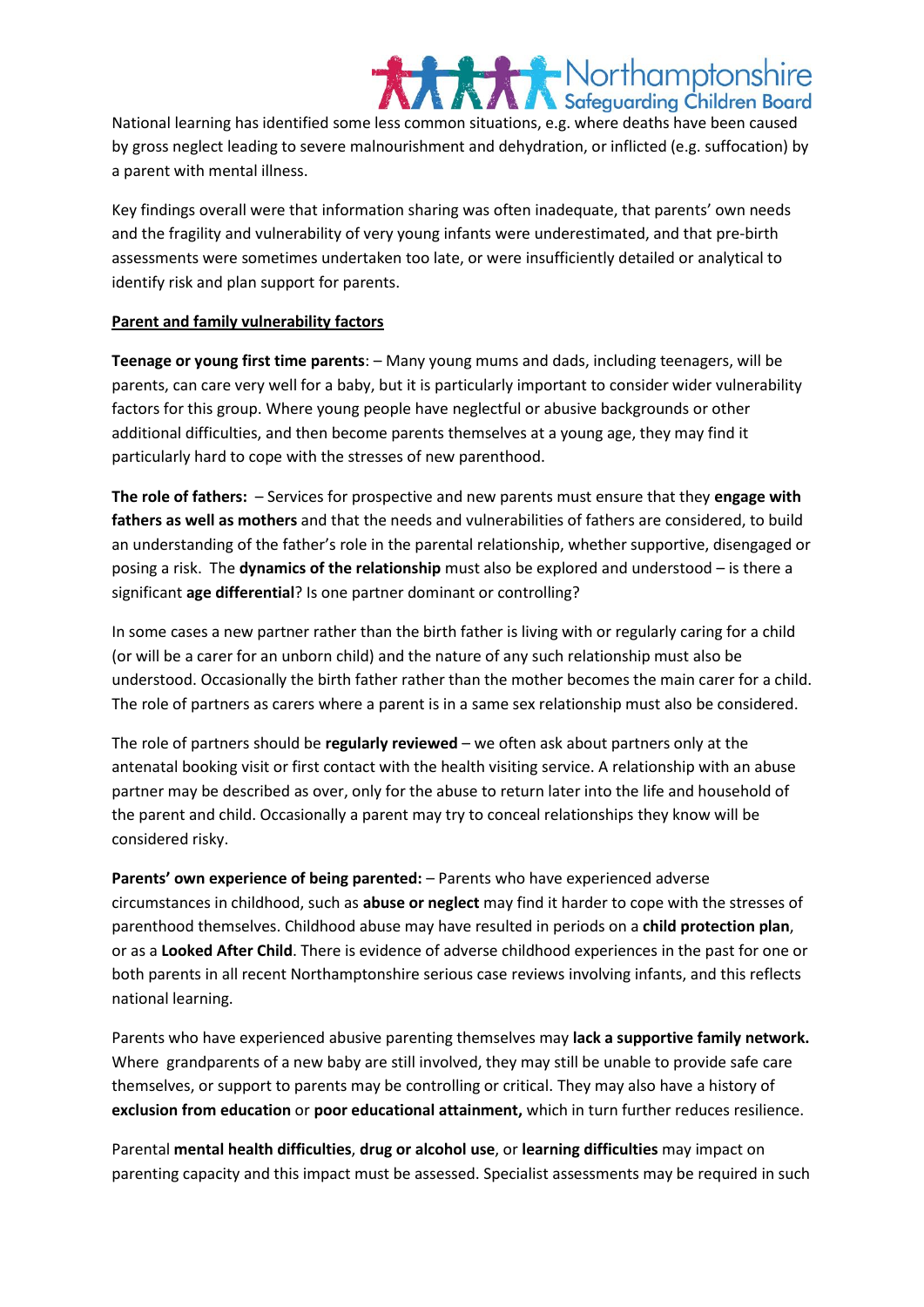National learning has identified some less common situations, e.g. where deaths have been caused by gross neglect leading to severe malnourishment and dehydration, or inflicted (e.g. suffocation) by a parent with mental illness.

Key findings overall were that information sharing was often inadequate, that parents' own needs and the fragility and vulnerability of very young infants were underestimated, and that pre-birth assessments were sometimes undertaken too late, or were insufficiently detailed or analytical to identify risk and plan support for parents.

## Parent and family vulnerability factors

**Teenage or young first time parents**: – Many young mums and dads, including teenagers, will be parents, can care very well for a baby, but it is particularly important to consider wider vulnerability factors for this group. Where young people have neglectful or abusive backgrounds or other additional difficulties, and then become parents themselves at a young age, they may find it particularly hard to cope with the stresses of new parenthood.

**The role of fathers:** – Services for prospective and new parents must ensure that they **engage with fathers as well as mothers** and that the needs and vulnerabilities of fathers are considered, to build an understanding of the father's role in the parental relationship, whether supportive, disengaged or posing a risk. The **dynamics of the relationship** must also be explored and understood – is there a significant **age differential**? Is one partner dominant or controlling?

In some cases a new partner rather than the birth father is living with or regularly caring for a child (or will be a carer for an unborn child) and the nature of any such relationship must also be understood. Occasionally the birth father rather than the mother becomes the main carer for a child. The role of partners as carers where a parent is in a same sex relationship must also be considered.

The role of partners should be **regularly reviewed** – we often ask about partners only at the antenatal booking visit or first contact with the health visiting service. A relationship with an abuse partner may be described as over, only for the abuse to return later into the life and household of the parent and child. Occasionally a parent may try to conceal relationships they know will be considered risky.

**Parents' own experience of being parented:** – Parents who have experienced adverse circumstances in childhood, such as **abuse or neglect** may find it harder to cope with the stresses of parenthood themselves. Childhood abuse may have resulted in periods on a **child protection plan**, or as a **Looked After Child**. There is evidence of adverse childhood experiences in the past for one or both parents in all recent Northamptonshire serious case reviews involving infants, and this reflects national learning.

Parents who have experienced abusive parenting themselves may **lack a supportive family network.** Where grandparents of a new baby are still involved, they may still be unable to provide safe care themselves, or support to parents may be controlling or critical. They may also have a history of **exclusion from education** or **poor educational attainment,** which in turn further reduces resilience.

Parental **mental health difficulties**, **drug or alcohol use**, or **learning difficulties** may impact on parenting capacity and this impact must be assessed. Specialist assessments may be required in such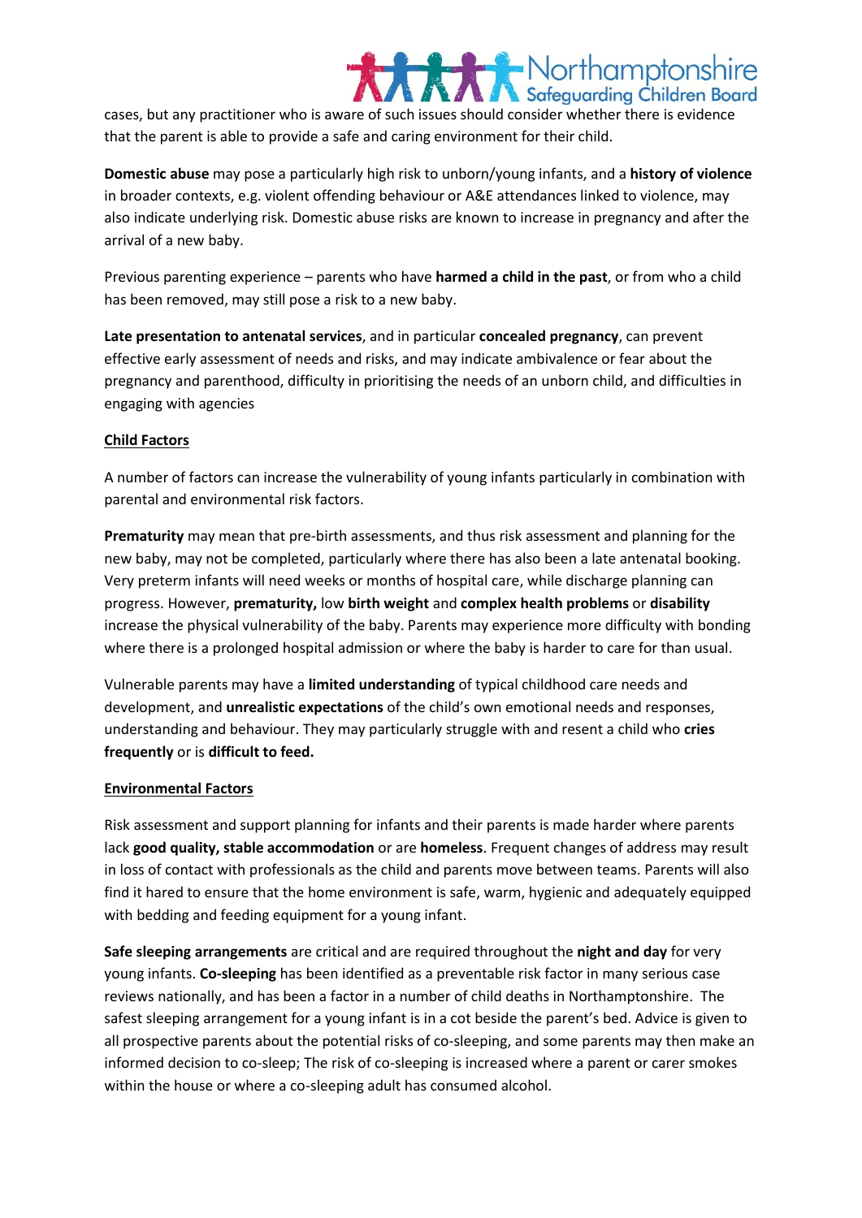cases, but any practitioner who is aware of such issues should consider whether there is evidence that the parent is able to provide a safe and caring environment for their child.

**Domestic abuse** may pose a particularly high risk to unborn/young infants, and a **history of violence** in broader contexts, e.g. violent offending behaviour or A&E attendances linked to violence, may also indicate underlying risk. Domestic abuse risks are known to increase in pregnancy and after the arrival of a new baby.

Previous parenting experience – parents who have **harmed a child in the past**, or from who a child has been removed, may still pose a risk to a new baby.

**Late presentation to antenatal services**, and in particular **concealed pregnancy**, can prevent effective early assessment of needs and risks, and may indicate ambivalence or fear about the pregnancy and parenthood, difficulty in prioritising the needs of an unborn child, and difficulties in engaging with agencies

**Child Factors**

A number of factors can increase the vulnerability of young infants particularly in combination with parental and environmental risk factors.

**Prematurity** may mean that pre-birth assessments, and thus risk assessment and planning for the new baby, may not be completed, particularly where there has also been a late antenatal booking. Very preterm infants will need weeks or months of hospital care, while discharge planning can progress. However, **prematurity,** low **birth weight** and **complex health problems** or **disability** increase the physical vulnerability of the baby. Parents may experience more difficulty with bonding where there is a prolonged hospital admission or where the baby is harder to care for than usual.

Vulnerable parents may have a **limited understanding** of typical childhood care needs and development, and **unrealistic expectations** of the child's own emotional needs and responses, understanding and behaviour. They may particularly struggle with and resent a child who **cries frequently** or is **difficult to feed.**

**Environmental Factors**

Risk assessment and support planning for infants and their parents is made harder where parents lack **good quality, stable accommodation** or are **homeless**. Frequent changes of address may result in loss of contact with professionals as the child and parents move between teams. Parents will also find it hared to ensure that the home environment is safe, warm, hygienic and adequately equipped with bedding and feeding equipment for a young infant.

**Safe sleeping arrangements** are critical and are required throughout the **night and day** for very young infants. **Co-sleeping** has been identified as a preventable risk factor in many serious case reviews nationally, and has been a factor in a number of child deaths in Northamptonshire. The safest sleeping arrangement for a young infant is in a cot beside the parent's bed. Advice is given to all prospective parents about the potential risks of co-sleeping, and some parents may then make an informed decision to co-sleep; The risk of co-sleeping is increased where a parent or carer smokes within the house or where a co-sleeping adult has consumed alcohol.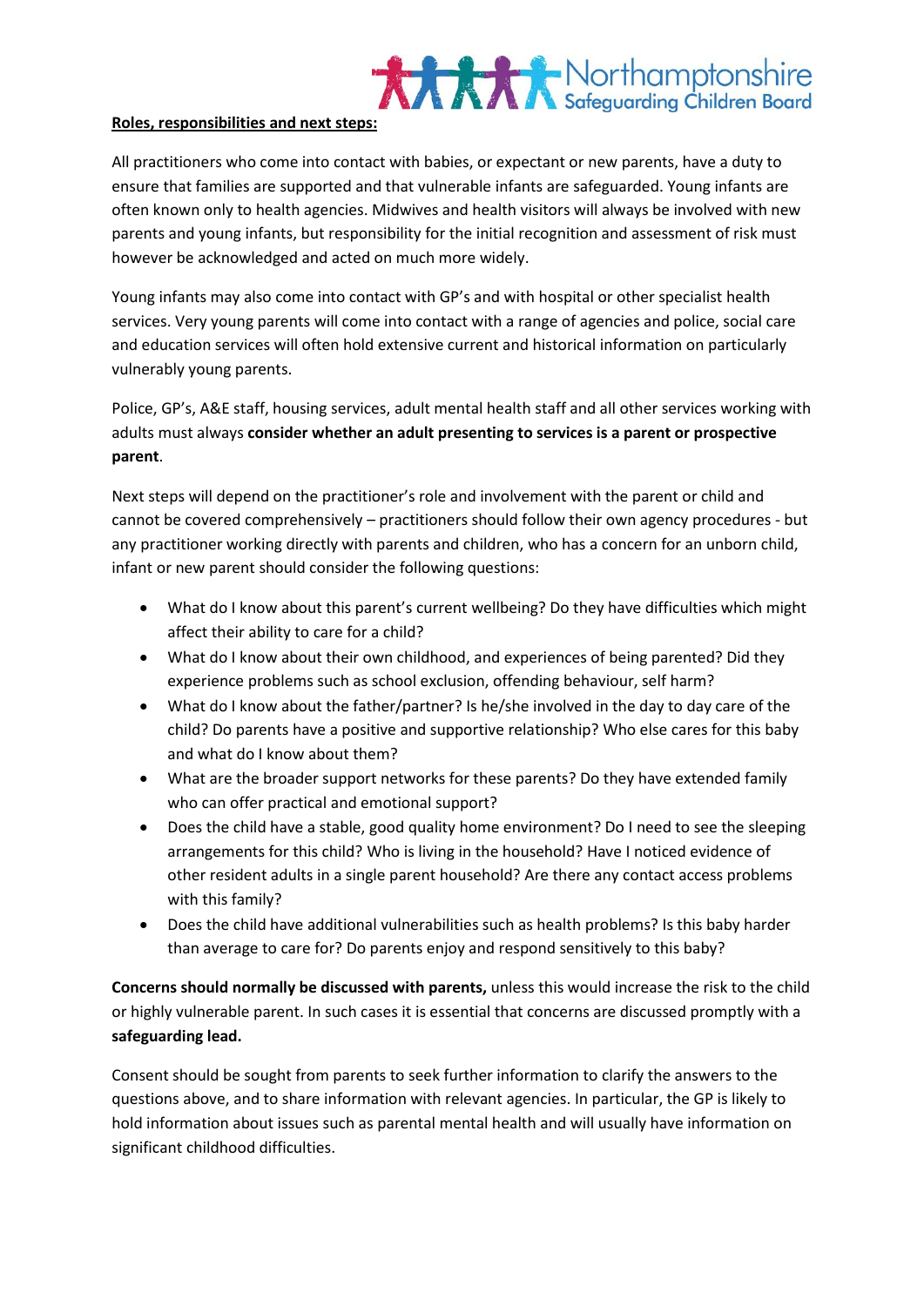**Roles, responsibilities and next steps:**

All practitioners who come into contact with babies, or expectant or new parents, have a duty to ensure that families are supported and that vulnerable infants are safeguarded. Young infants are often known only to health agencies. Midwives and health visitors will always be involved with new parents and young infants, but responsibility for the initial recognition and assessment of risk must however be acknowledged and acted on much more widely.

Young infants may also come into contact with GP's and with hospital or other specialist health services. Very young parents will come into contact with a range of agencies and police, social care and education services will often hold extensive current and historical information on particularly vulnerably young parents.

Police, GP's, A&E staff, housing services, adult mental health staff and all other services working with adults must always **consider whether an adult presenting to services is a parent or prospective parent**.

Next steps will depend on the practitioner's role and involvement with the parent or child and cannot be covered comprehensively – practitioners should follow their own agency procedures - but any practitioner working directly with parents and children, who has a concern for an unborn child, infant or new parent should consider the following questions:

- What do I know about this parent's current wellbeing? Do they have difficulties which might affect their ability to care for a child?
- What do I know about their own childhood, and experiences of being parented? Did they experience problems such as school exclusion, offending behaviour, self harm?
- What do I know about the father/partner? Is he/she involved in the day to day care of the child? Do parents have a positive and supportive relationship? Who else cares for this baby and what do I know about them?
- What are the broader support networks for these parents? Do they have extended family who can offer practical and emotional support?
- Does the child have a stable, good quality home environment? Do I need to see the sleeping arrangements for this child? Who is living in the household? Have I noticed evidence of other resident adults in a single parent household? Are there any contact access problems with this family?
- Does the child have additional vulnerabilities such as health problems? Is this baby harder than average to care for? Do parents enjoy and respond sensitively to this baby?

**Concerns should normally be discussed with parents,** unless this would increase the risk to the child or highly vulnerable parent. In such cases it is essential that concerns are discussed promptly with a **safeguarding lead.**

Consent should be sought from parents to seek further information to clarify the answers to the questions above, and to share information with relevant agencies. In particular, the GP is likely to hold information about issues such as parental mental health and will usually have information on significant childhood difficulties.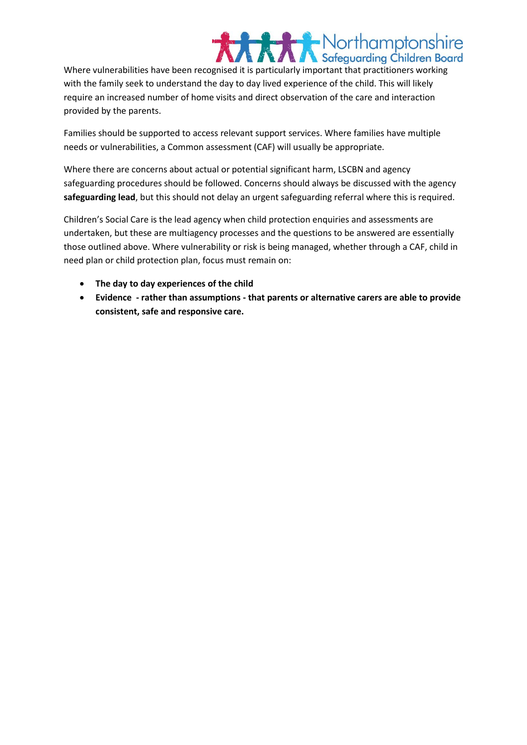Where vulnerabilities have been recognised it is particularly important that practitioners working with the family seek to understand the day to day lived experience of the child. This will likely require an increased number of home visits and direct observation of the care and interaction provided by the parents.

Families should be supported to access relevant support services. Where families have multiple needs or vulnerabilities, a Common assessment (CAF) will usually be appropriate.

Where there are concerns about actual or potential significant harm, LSCBN and agency safeguarding procedures should be followed. Concerns should always be discussed with the agency **safeguarding lead**, but this should not delay an urgent safeguarding referral where this is required.

Children's Social Care is the lead agency when child protection enquiries and assessments are undertaken, but these are multiagency processes and the questions to be answered are essentially those outlined above. Where vulnerability or risk is being managed, whether through a CAF, child in need plan or child protection plan, focus must remain on:

- **The day to day experiences of the child**
- **Evidence - rather than assumptions - that parents or alternative carers are able to provide consistent, safe and responsive care.**